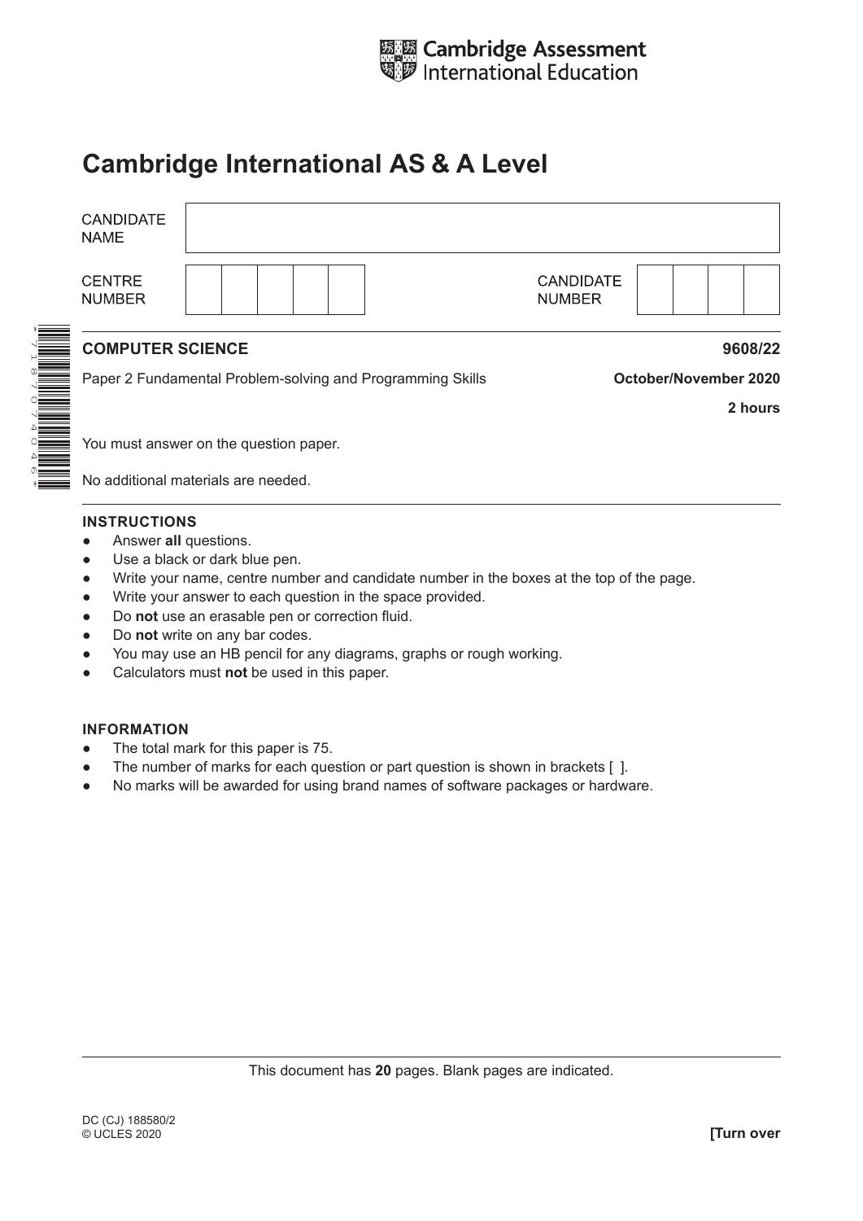Cambridge Assessment International Education

# Cambridge International AS & A Level

| CANDIDATE NAME | |
|---|---|

| CENTRE NUMBER | | | | | | CANDIDATE NUMBER | | | | |
|---|---|---|---|---|---|---|---|---|---|---|

**COMPUTER SCIENCE** **9608/22**

Paper 2 Fundamental Problem-solving and Programming Skills **October/November 2020**

**2 hours**

You must answer on the question paper.

No additional materials are needed.

**INSTRUCTIONS**

- Answer **all** questions.
- Use a black or dark blue pen.
- Write your name, centre number and candidate number in the boxes at the top of the page.
- Write your answer to each question in the space provided.
- Do **not** use an erasable pen or correction fluid.
- Do **not** write on any bar codes.
- You may use an HB pencil for any diagrams, graphs or rough working.
- Calculators must **not** be used in this paper.

**INFORMATION**

- The total mark for this paper is 75.
- The number of marks for each question or part question is shown in brackets [ ].
- No marks will be awarded for using brand names of software packages or hardware.

This document has **20** pages. Blank pages are indicated.

DC (CJ) 188580/2
© UCLES 2020 **[Turn over**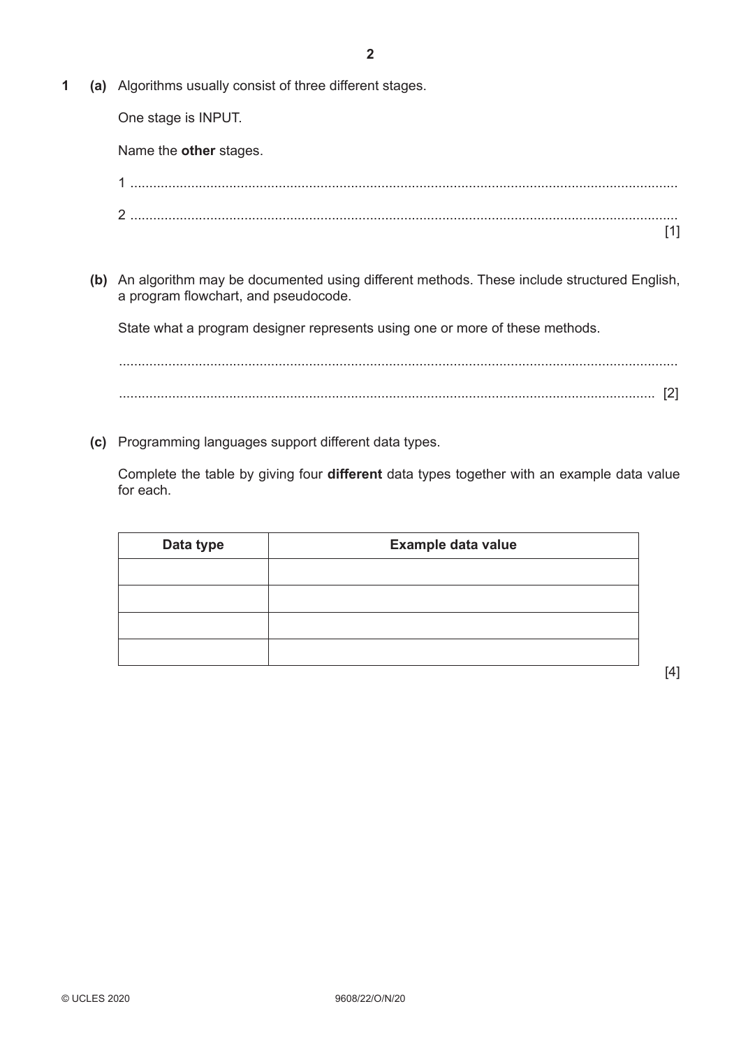**1** **(a)** Algorithms usually consist of three different stages.

One stage is INPUT.

Name the **other** stages.

1 ..............................................................................................................................................

2 .............................................................................................................................................. [1]

**(b)** An algorithm may be documented using different methods. These include structured English, a program flowchart, and pseudocode.

State what a program designer represents using one or more of these methods.

..............................................................................................................................................

.............................................................................................................................................. [2]

**(c)** Programming languages support different data types.

Complete the table by giving four **different** data types together with an example data value for each.

| Data type | Example data value |
|---|---|
| | |
| | |
| | |
| | |

[4]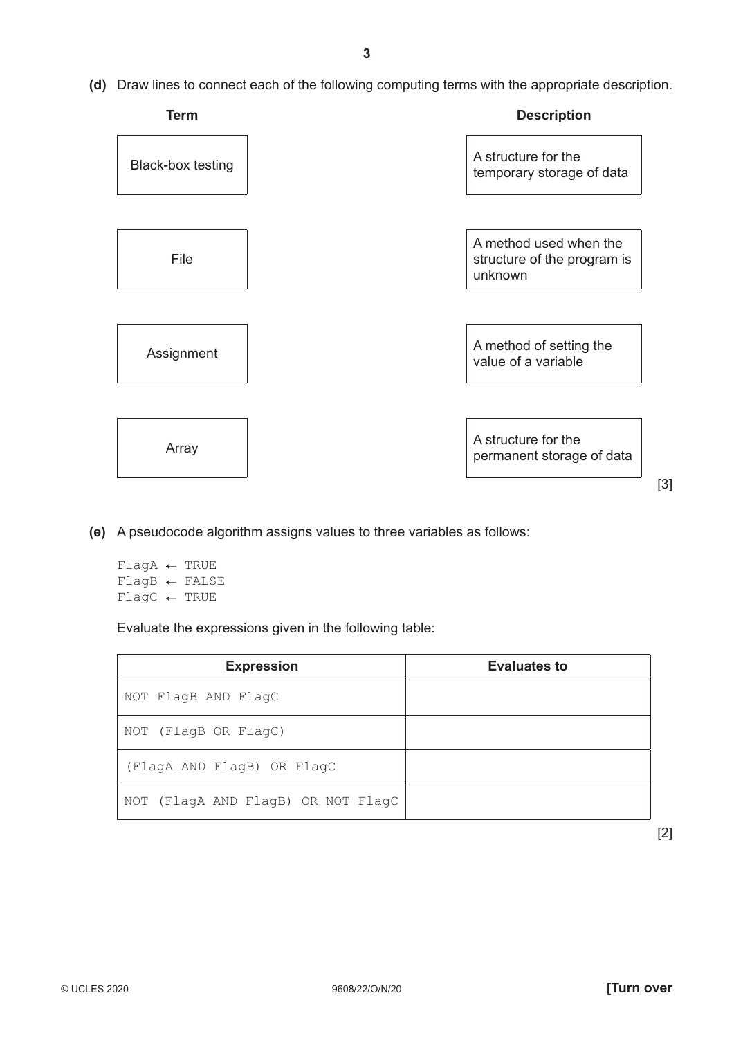**(d)** Draw lines to connect each of the following computing terms with the appropriate description.

| Term | Description |
|---|---|
| Black-box testing | A structure for the temporary storage of data |
| File | A method used when the structure of the program is unknown |
| Assignment | A method of setting the value of a variable |
| Array | A structure for the permanent storage of data |

[3]

**(e)** A pseudocode algorithm assigns values to three variables as follows:

```
FlagA ← TRUE
FlagB ← FALSE
FlagC ← TRUE
```

Evaluate the expressions given in the following table:

| Expression | Evaluates to |
|---|---|
| `NOT FlagB AND FlagC` | |
| `NOT (FlagB OR FlagC)` | |
| `(FlagA AND FlagB) OR FlagC` | |
| `NOT (FlagA AND FlagB) OR NOT FlagC` | |

[2]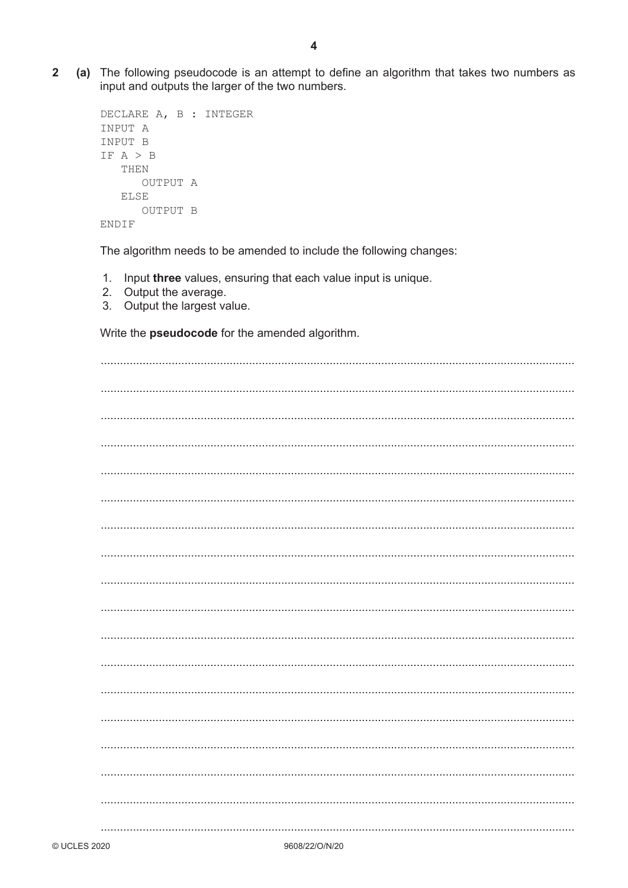**2** **(a)** The following pseudocode is an attempt to define an algorithm that takes two numbers as input and outputs the larger of the two numbers.

```
DECLARE A, B : INTEGER
INPUT A
INPUT B
IF A > B
   THEN
      OUTPUT A
   ELSE
      OUTPUT B
ENDIF
```

The algorithm needs to be amended to include the following changes:

1. Input **three** values, ensuring that each value input is unique.
2. Output the average.
3. Output the largest value.

Write the **pseudocode** for the amended algorithm.

.................................................................................................................................................

.................................................................................................................................................

.................................................................................................................................................

.................................................................................................................................................

.................................................................................................................................................

.................................................................................................................................................

.................................................................................................................................................

.................................................................................................................................................

.................................................................................................................................................

.................................................................................................................................................

.................................................................................................................................................

.................................................................................................................................................

.................................................................................................................................................

.................................................................................................................................................

.................................................................................................................................................

.................................................................................................................................................

.................................................................................................................................................

.................................................................................................................................................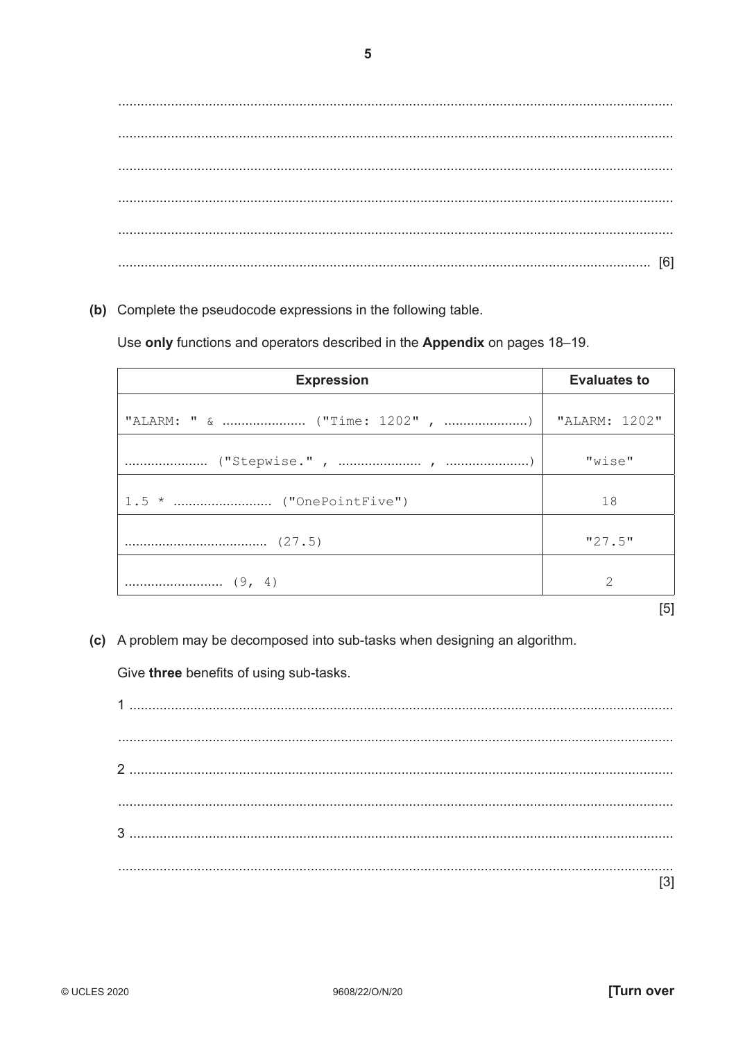..................................................................................................................................................

..................................................................................................................................................

..................................................................................................................................................

..................................................................................................................................................

..................................................................................................................................................

............................................................................................................................................ [6]

**(b)** Complete the pseudocode expressions in the following table.

Use **only** functions and operators described in the **Appendix** on pages 18–19.

| Expression | Evaluates to |
|---|---|
| `"ALARM: " & ...................... ("Time: 1202" , ......................)` | `"ALARM: 1202"` |
| `...................... ("Stepwise." , ...................... , ......................)` | `"wise"` |
| `1.5 * .......................... ("OnePointFive")` | `18` |
| `...................................... (27.5)` | `"27.5"` |
| `.......................... (9, 4)` | `2` |

[5]

**(c)** A problem may be decomposed into sub-tasks when designing an algorithm.

Give **three** benefits of using sub-tasks.

1 ..............................................................................................................................................

..................................................................................................................................................

2 ..............................................................................................................................................

..................................................................................................................................................

3 ..............................................................................................................................................

..................................................................................................................................................
[3]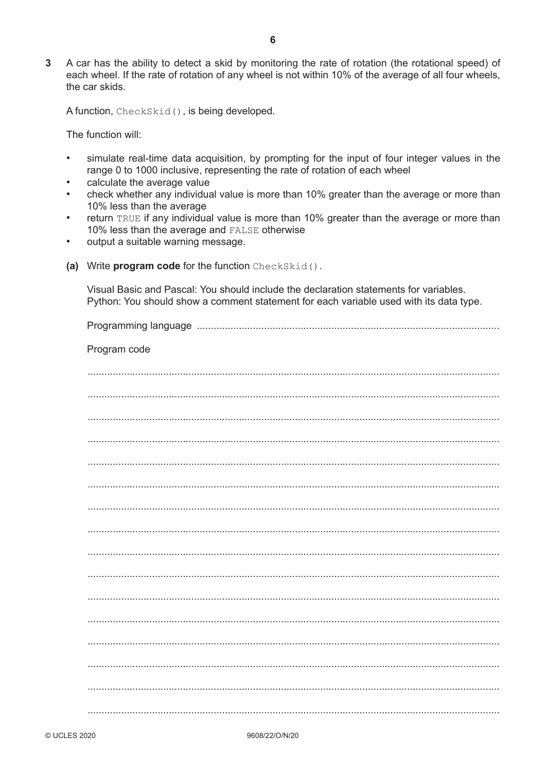**3** A car has the ability to detect a skid by monitoring the rate of rotation (the rotational speed) of each wheel. If the rate of rotation of any wheel is not within 10% of the average of all four wheels, the car skids.

A function, `CheckSkid()`, is being developed.

The function will:

- simulate real-time data acquisition, by prompting for the input of four integer values in the range 0 to 1000 inclusive, representing the rate of rotation of each wheel
- calculate the average value
- check whether any individual value is more than 10% greater than the average or more than 10% less than the average
- return `TRUE` if any individual value is more than 10% greater than the average or more than 10% less than the average and `FALSE` otherwise
- output a suitable warning message.

**(a)** Write **program code** for the function `CheckSkid()`.

Visual Basic and Pascal: You should include the declaration statements for variables.
Python: You should show a comment statement for each variable used with its data type.

Programming language ..........................................................................................................

Program code

..........................................................................................................................................

..........................................................................................................................................

..........................................................................................................................................

..........................................................................................................................................

..........................................................................................................................................

..........................................................................................................................................

..........................................................................................................................................

..........................................................................................................................................

..........................................................................................................................................

..........................................................................................................................................

..........................................................................................................................................

..........................................................................................................................................

..........................................................................................................................................

..........................................................................................................................................

..........................................................................................................................................

..........................................................................................................................................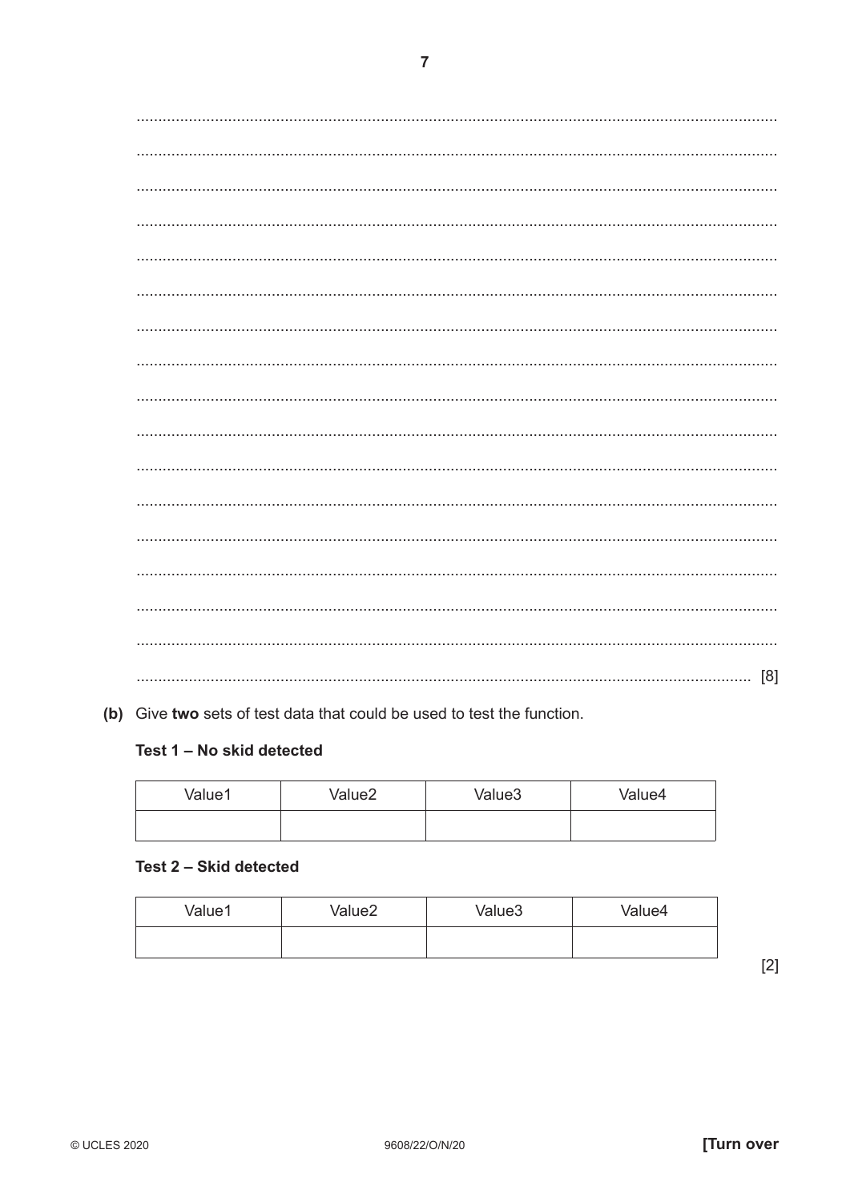[8]

**(b)** Give **two** sets of test data that could be used to test the function.

**Test 1 – No skid detected**

| Value1 | Value2 | Value3 | Value4 |
|---|---|---|---|
| | | | |

**Test 2 – Skid detected**

| Value1 | Value2 | Value3 | Value4 |
|---|---|---|---|
| | | | |

[2]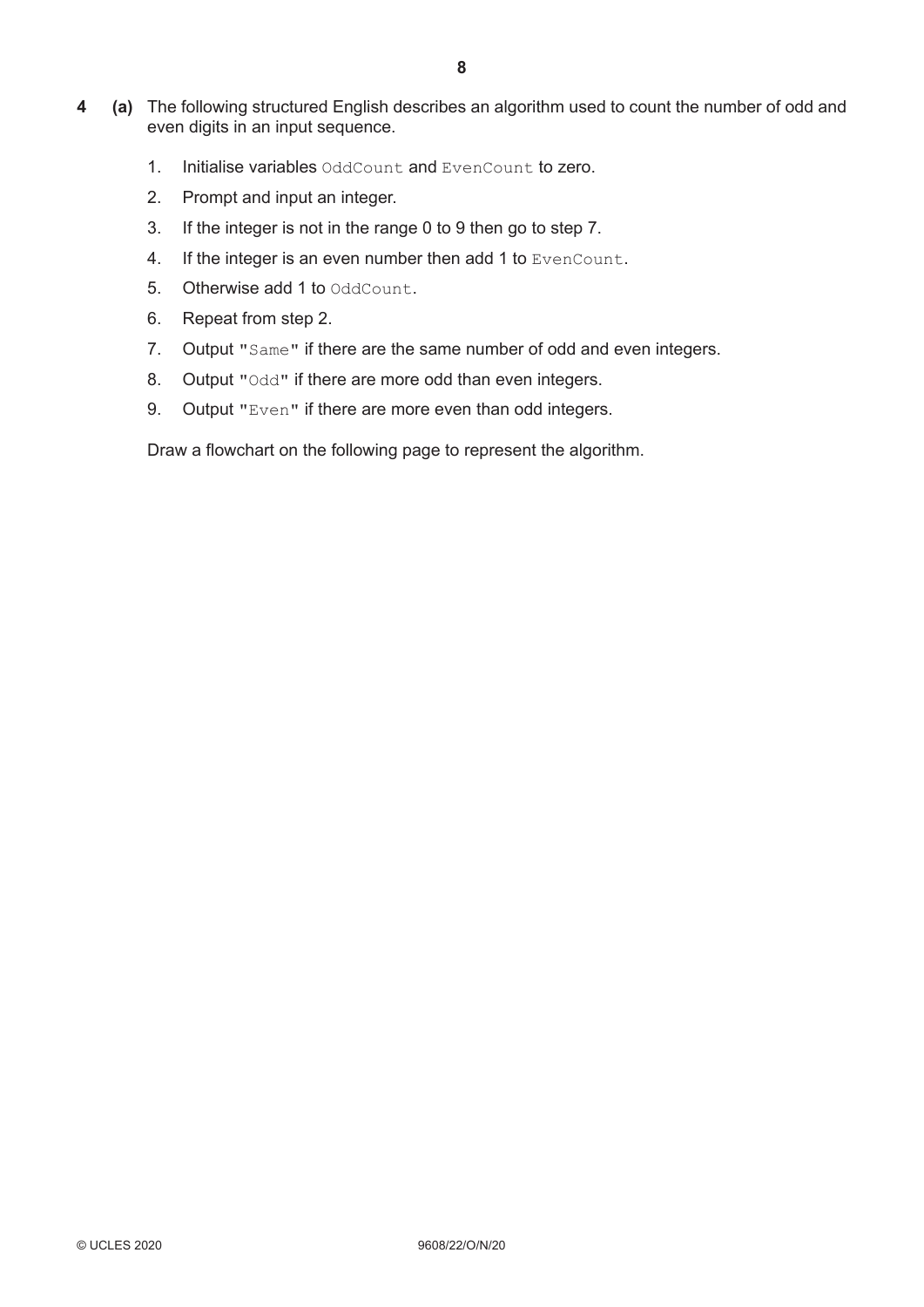**4 (a)** The following structured English describes an algorithm used to count the number of odd and even digits in an input sequence.

1. Initialise variables `OddCount` and `EvenCount` to zero.
2. Prompt and input an integer.
3. If the integer is not in the range 0 to 9 then go to step 7.
4. If the integer is an even number then add 1 to `EvenCount`.
5. Otherwise add 1 to `OddCount`.
6. Repeat from step 2.
7. Output "`Same`" if there are the same number of odd and even integers.
8. Output "`Odd`" if there are more odd than even integers.
9. Output "`Even`" if there are more even than odd integers.

Draw a flowchart on the following page to represent the algorithm.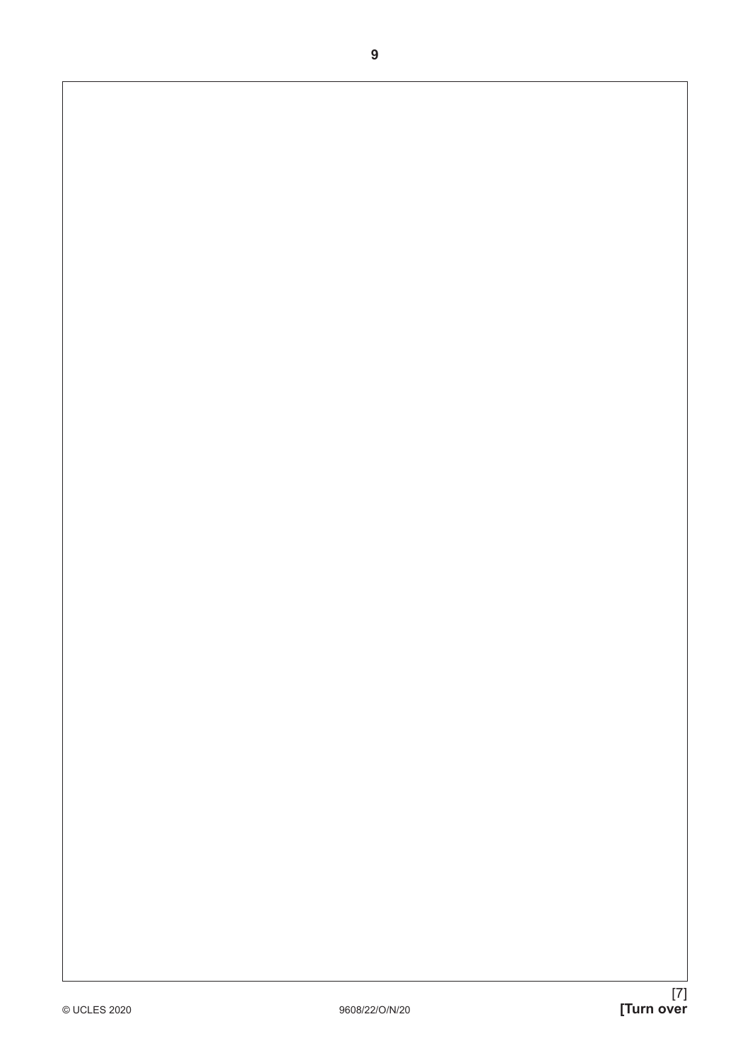[7]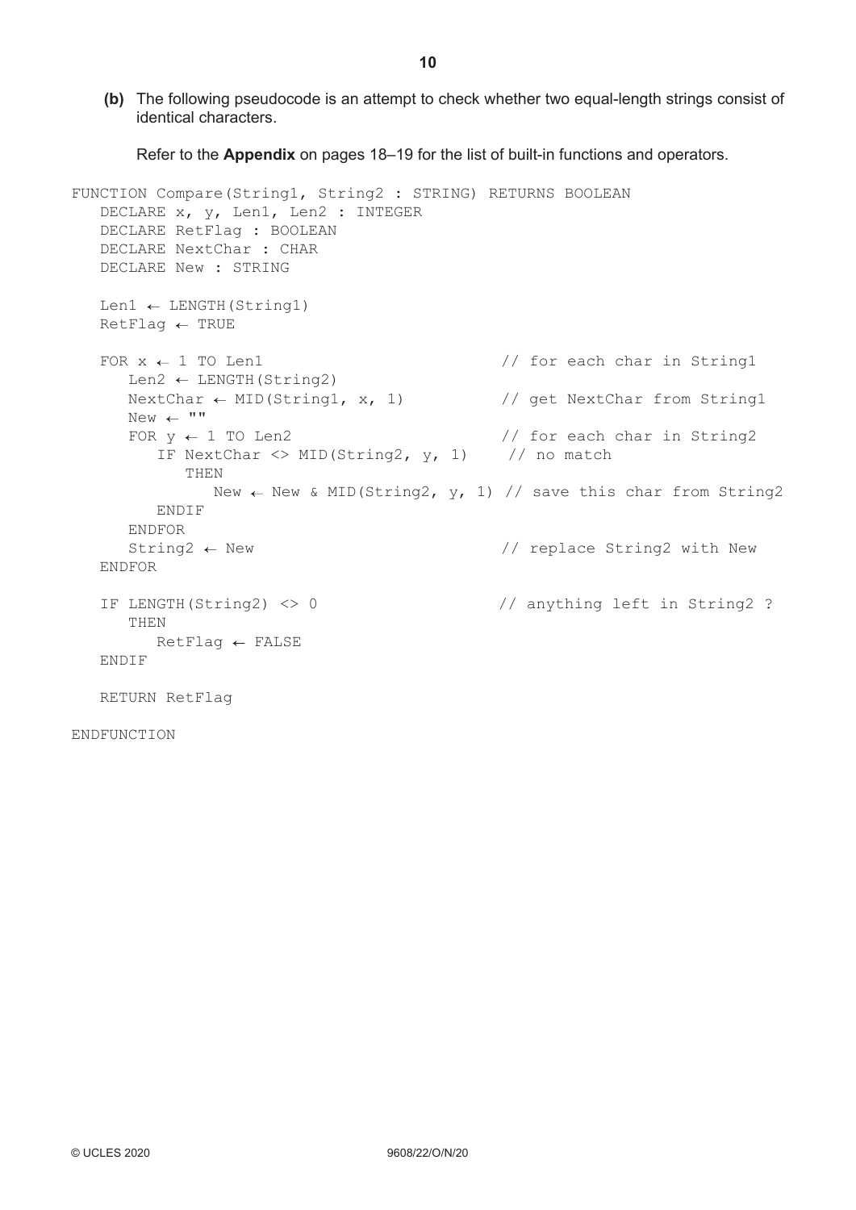**(b)** The following pseudocode is an attempt to check whether two equal-length strings consist of identical characters.

Refer to the **Appendix** on pages 18–19 for the list of built-in functions and operators.

```
FUNCTION Compare(String1, String2 : STRING) RETURNS BOOLEAN
   DECLARE x, y, Len1, Len2 : INTEGER
   DECLARE RetFlag : BOOLEAN
   DECLARE NextChar : CHAR
   DECLARE New : STRING

   Len1 ← LENGTH(String1)
   RetFlag ← TRUE

   FOR x ← 1 TO Len1                          // for each char in String1
      Len2 ← LENGTH(String2)
      NextChar ← MID(String1, x, 1)           // get NextChar from String1
      New ← ""
      FOR y ← 1 TO Len2                       // for each char in String2
         IF NextChar <> MID(String2, y, 1)     // no match
            THEN
               New ← New & MID(String2, y, 1) // save this char from String2
         ENDIF
      ENDFOR
      String2 ← New                           // replace String2 with New
   ENDFOR

   IF LENGTH(String2) <> 0                    // anything left in String2 ?
      THEN
         RetFlag ← FALSE
   ENDIF

   RETURN RetFlag

ENDFUNCTION
```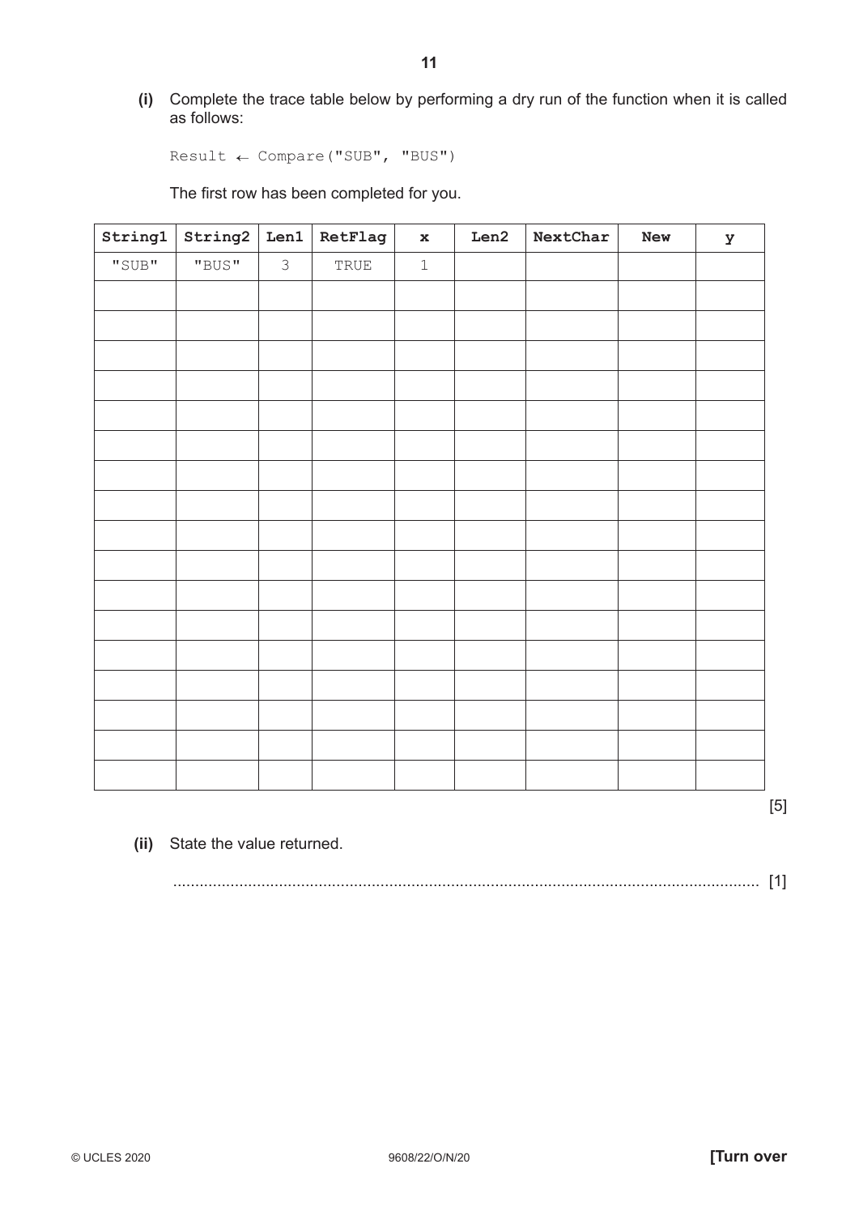**(i)** Complete the trace table below by performing a dry run of the function when it is called as follows:

```
Result ← Compare("SUB", "BUS")
```

The first row has been completed for you.

| String1 | String2 | Len1 | RetFlag | x | Len2 | NextChar | New | y |
|---|---|---|---|---|---|---|---|---|
| "SUB" | "BUS" | 3 | TRUE | 1 | | | | |
| | | | | | | | | |
| | | | | | | | | |
| | | | | | | | | |
| | | | | | | | | |
| | | | | | | | | |
| | | | | | | | | |
| | | | | | | | | |
| | | | | | | | | |
| | | | | | | | | |
| | | | | | | | | |
| | | | | | | | | |
| | | | | | | | | |
| | | | | | | | | |
| | | | | | | | | |
| | | | | | | | | |
| | | | | | | | | |
| | | | | | | | | |

[5]

**(ii)** State the value returned.

.......................................................................................................................................... [1]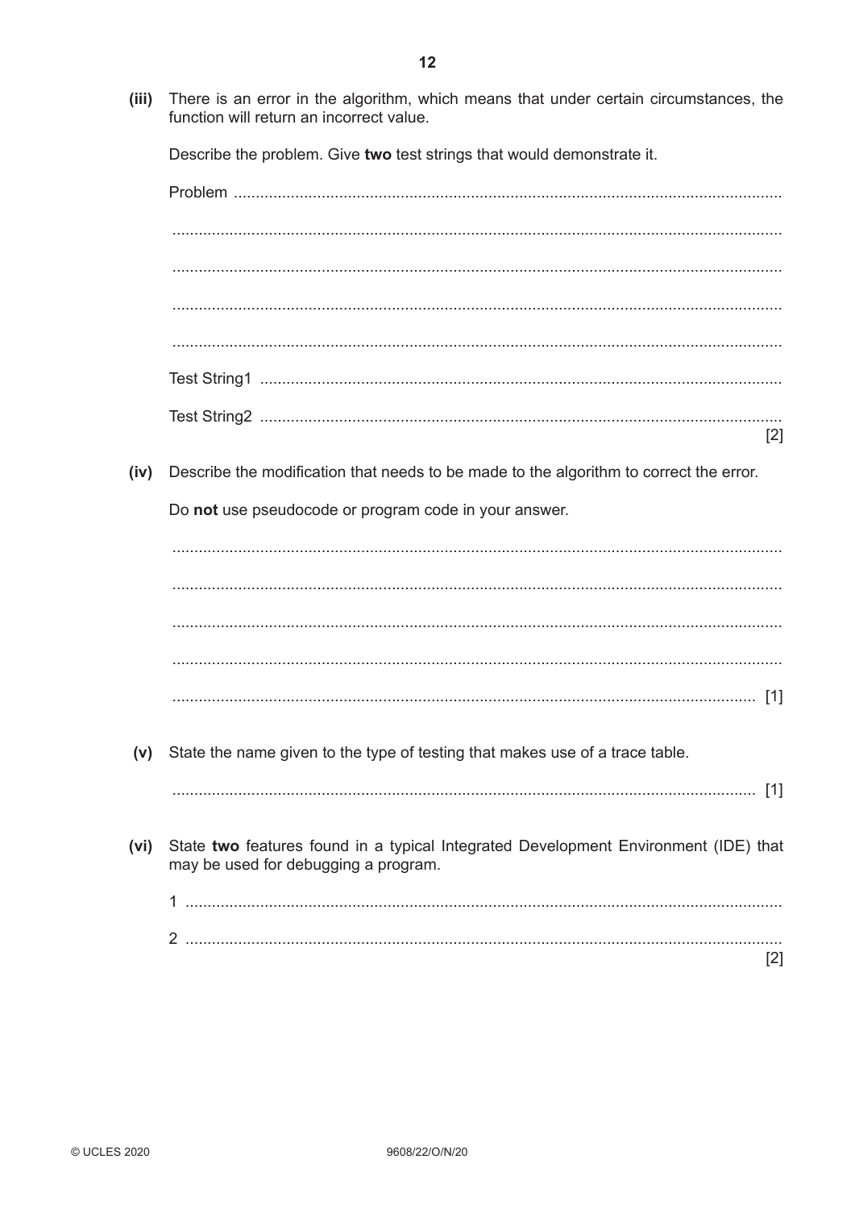(iii) There is an error in the algorithm, which means that under certain circumstances, the function will return an incorrect value.

Describe the problem. Give **two** test strings that would demonstrate it.

Problem ..........................................................................................................................

.......................................................................................................................................

.......................................................................................................................................

.......................................................................................................................................

.......................................................................................................................................

Test String1 ....................................................................................................................

Test String2 .................................................................................................................... [2]

(iv) Describe the modification that needs to be made to the algorithm to correct the error.

Do **not** use pseudocode or program code in your answer.

.......................................................................................................................................

.......................................................................................................................................

.......................................................................................................................................

.......................................................................................................................................

....................................................................................................................................... [1]

(v) State the name given to the type of testing that makes use of a trace table.

....................................................................................................................................... [1]

(vi) State **two** features found in a typical Integrated Development Environment (IDE) that may be used for debugging a program.

1 .......................................................................................................................................

2 ....................................................................................................................................... [2]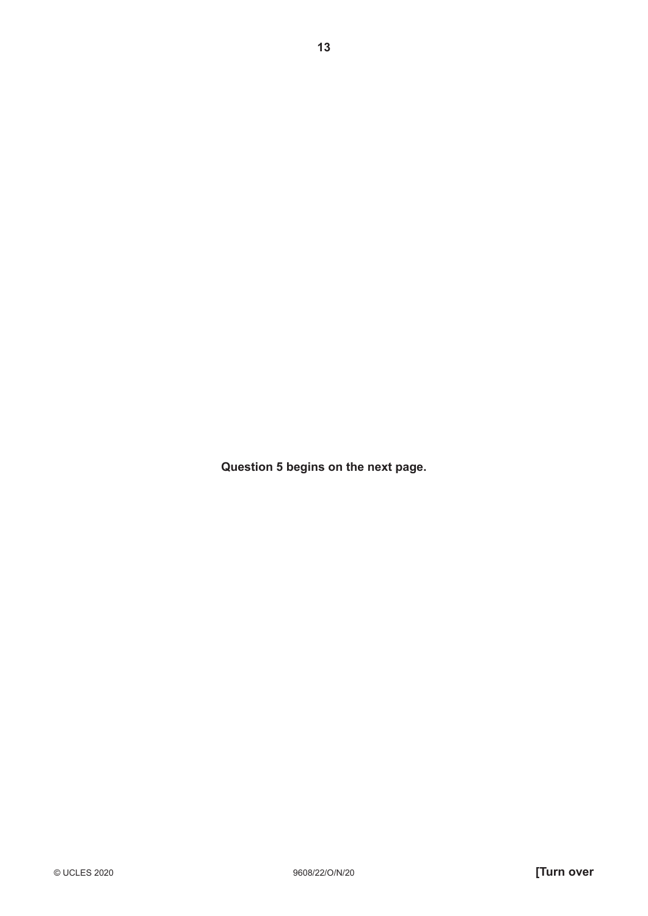**Question 5 begins on the next page.**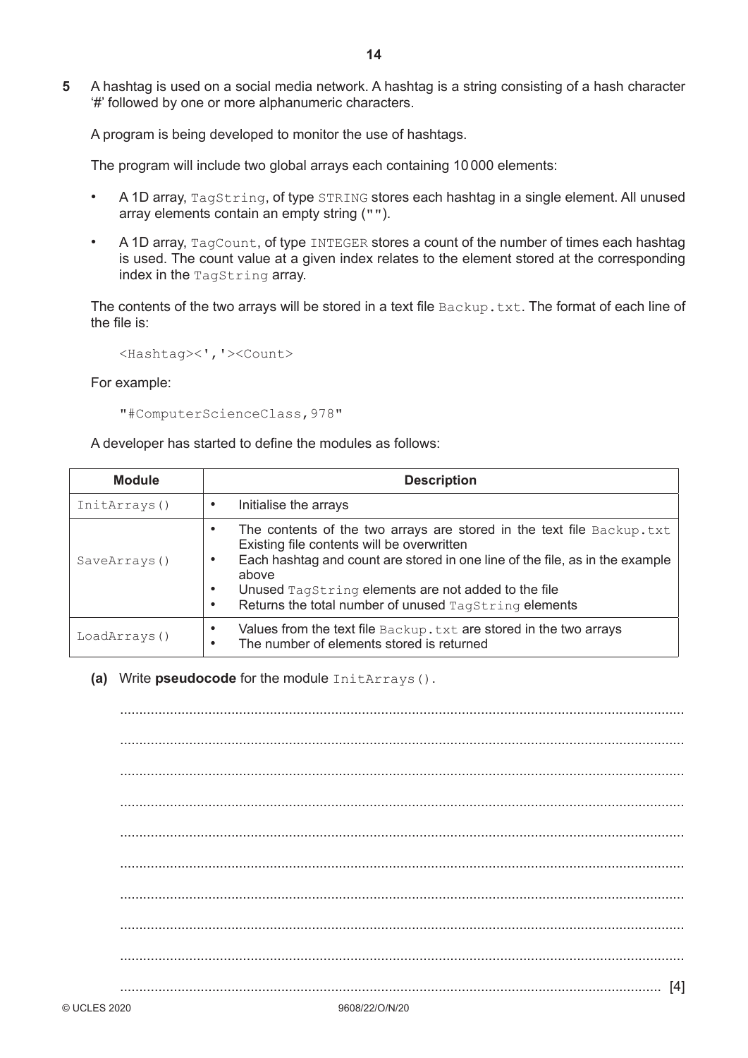5 A hashtag is used on a social media network. A hashtag is a string consisting of a hash character '#' followed by one or more alphanumeric characters.

A program is being developed to monitor the use of hashtags.

The program will include two global arrays each containing 10 000 elements:

- A 1D array, `TagString`, of type `STRING` stores each hashtag in a single element. All unused array elements contain an empty string (`""`).
- A 1D array, `TagCount`, of type `INTEGER` stores a count of the number of times each hashtag is used. The count value at a given index relates to the element stored at the corresponding index in the `TagString` array.

The contents of the two arrays will be stored in a text file `Backup.txt`. The format of each line of the file is:

```
<Hashtag><','><Count>
```

For example:

```
"#ComputerScienceClass,978"
```

A developer has started to define the modules as follows:

| Module | Description |
|---|---|
| `InitArrays()` | • Initialise the arrays |
| `SaveArrays()` | • The contents of the two arrays are stored in the text file `Backup.txt` Existing file contents will be overwritten<br>• Each hashtag and count are stored in one line of the file, as in the example above<br>• Unused `TagString` elements are not added to the file<br>• Returns the total number of unused `TagString` elements |
| `LoadArrays()` | • Values from the text file `Backup.txt` are stored in the two arrays<br>• The number of elements stored is returned |

**(a)** Write **pseudocode** for the module `InitArrays()`.

..........................................................................................................................................

..........................................................................................................................................

..........................................................................................................................................

..........................................................................................................................................

..........................................................................................................................................

..........................................................................................................................................

..........................................................................................................................................

..........................................................................................................................................

..........................................................................................................................................

.................................................................................................................................... [4]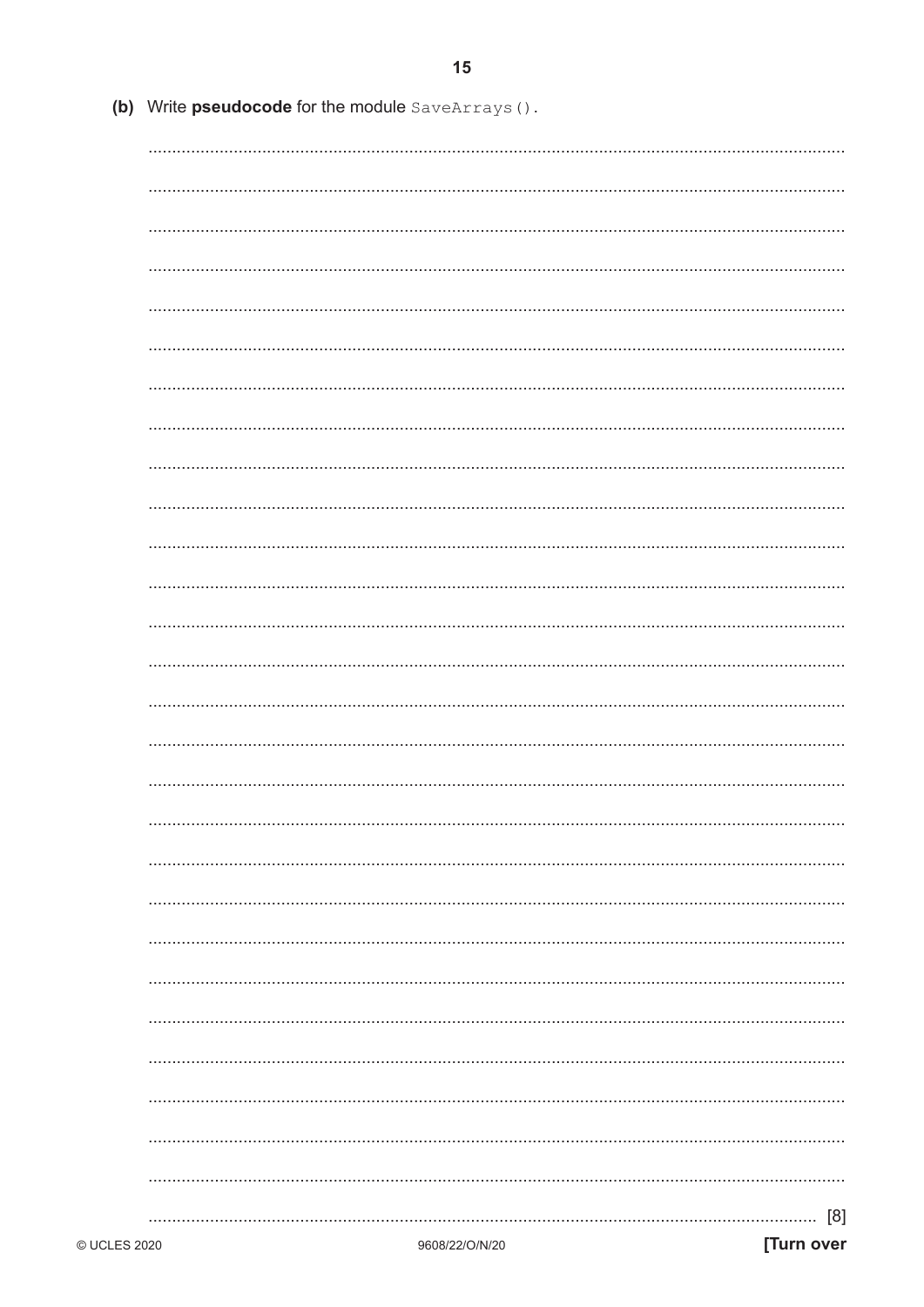(b) Write **pseudocode** for the module `SaveArrays()`.

[8]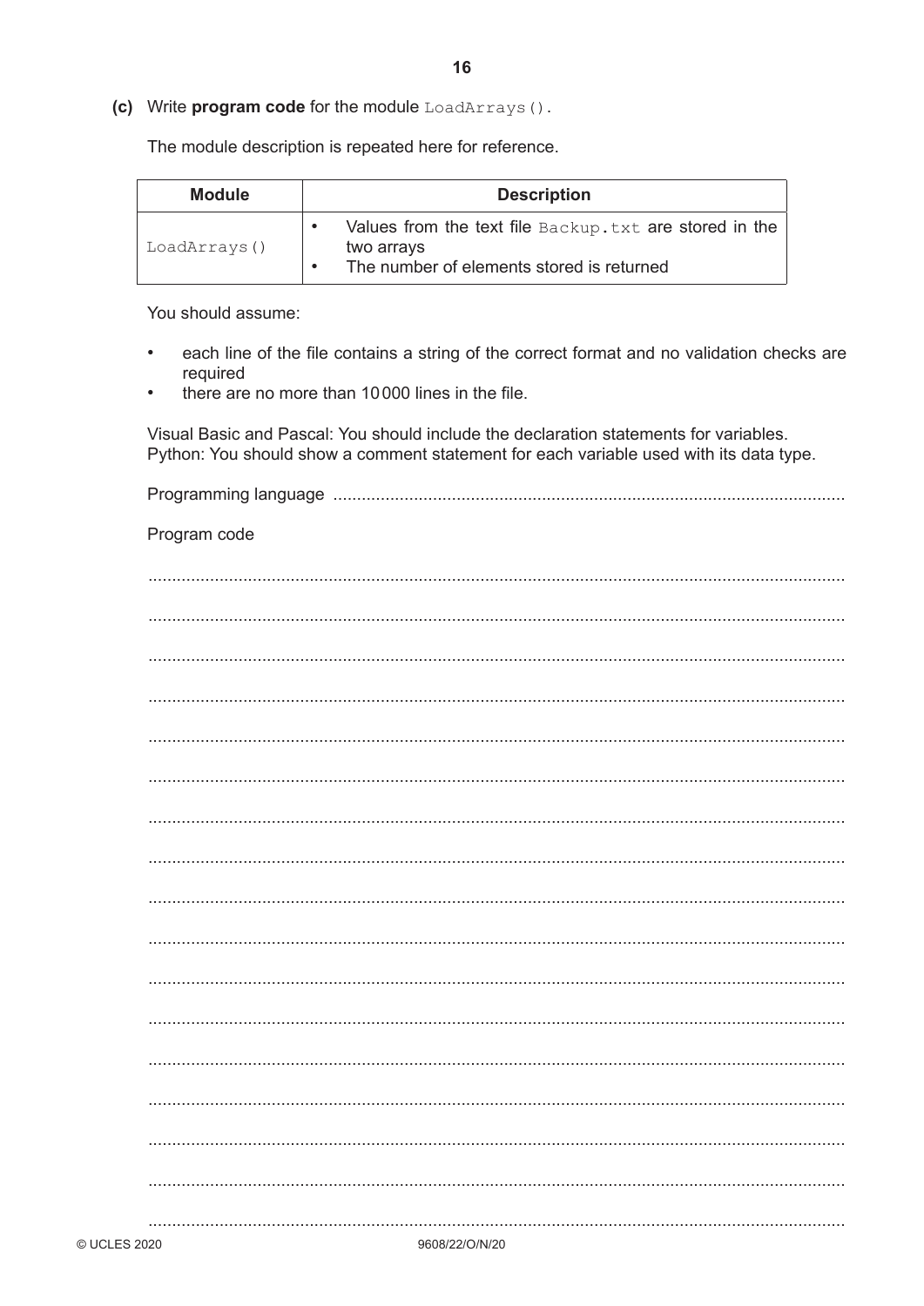**(c)** Write **program code** for the module `LoadArrays()`.

The module description is repeated here for reference.

| Module | Description |
| --- | --- |
| `LoadArrays()` | • Values from the text file `Backup.txt` are stored in the two arrays<br>• The number of elements stored is returned |

You should assume:

- each line of the file contains a string of the correct format and no validation checks are required
- there are no more than 10 000 lines in the file.

Visual Basic and Pascal: You should include the declaration statements for variables.
Python: You should show a comment statement for each variable used with its data type.

Programming language ...........................................................................................................

Program code

.................................................................................................................................................

.................................................................................................................................................

.................................................................................................................................................

.................................................................................................................................................

.................................................................................................................................................

.................................................................................................................................................

.................................................................................................................................................

.................................................................................................................................................

.................................................................................................................................................

.................................................................................................................................................

.................................................................................................................................................

.................................................................................................................................................

.................................................................................................................................................

.................................................................................................................................................

.................................................................................................................................................

.................................................................................................................................................

.................................................................................................................................................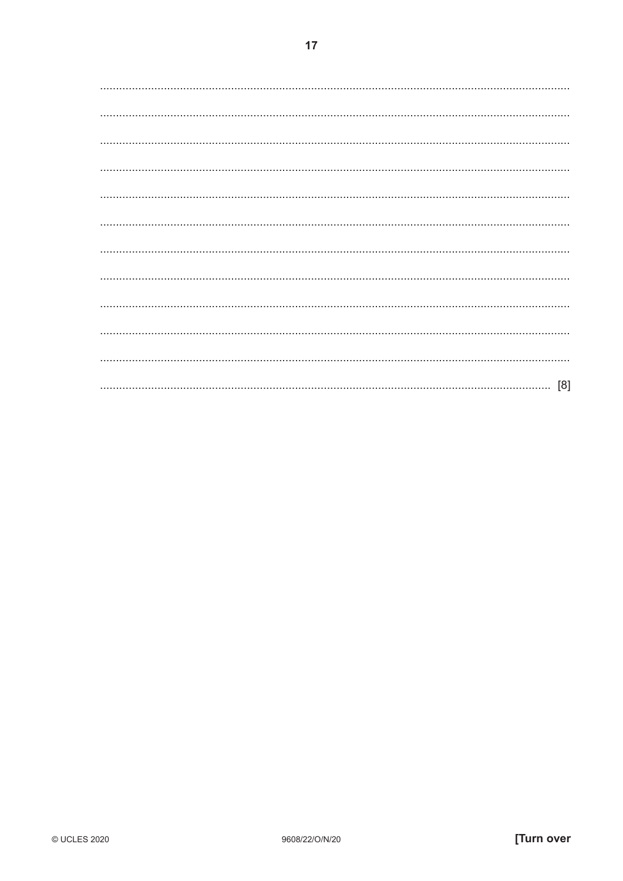..................................................................................................................................................

..................................................................................................................................................

..................................................................................................................................................

..................................................................................................................................................

..................................................................................................................................................

..................................................................................................................................................

..................................................................................................................................................

..................................................................................................................................................

..................................................................................................................................................

..................................................................................................................................................

..................................................................................................................................................

.......................................................................................................................................... [8]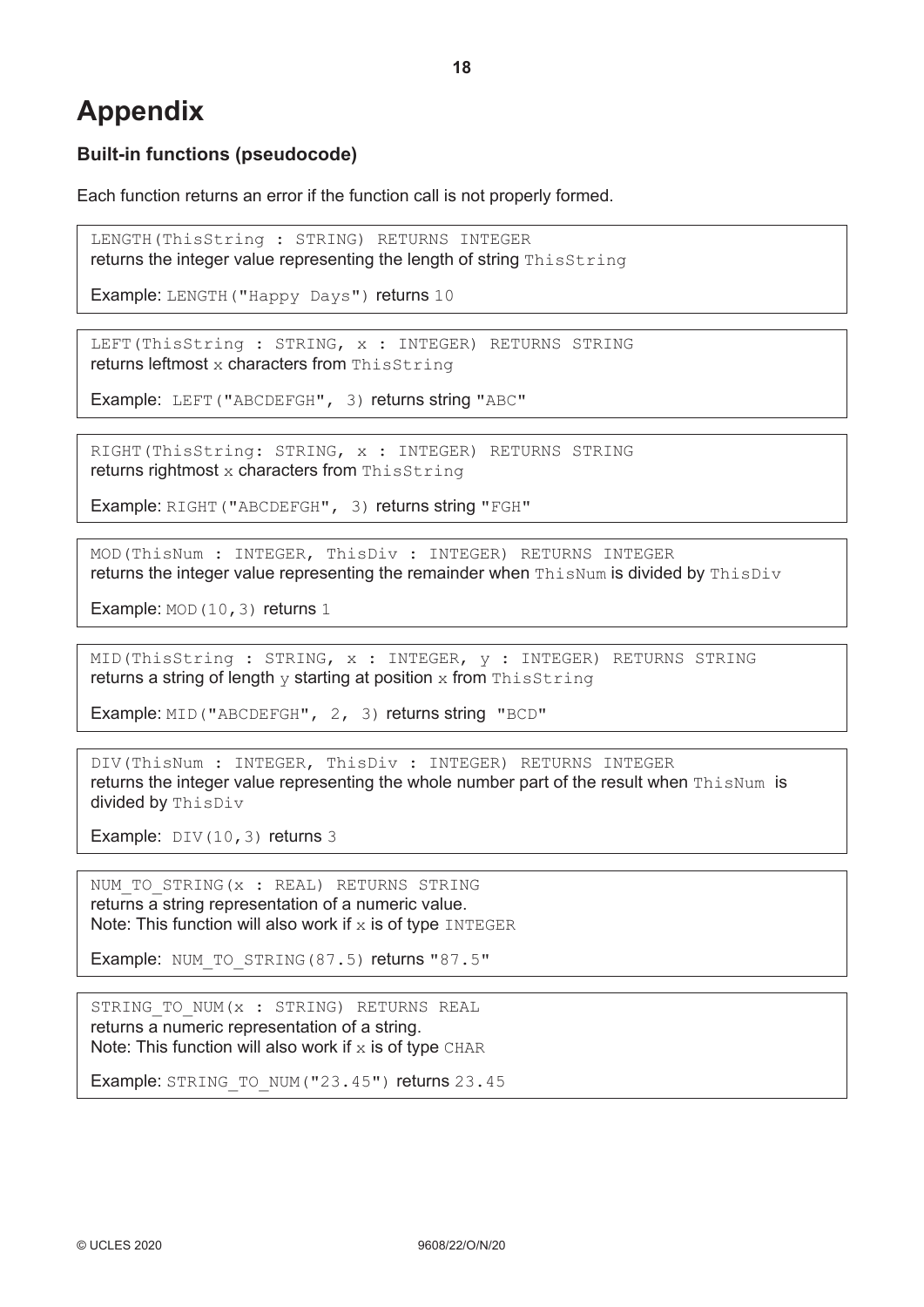# Appendix

## Built-in functions (pseudocode)

Each function returns an error if the function call is not properly formed.

```
LENGTH(ThisString : STRING) RETURNS INTEGER
```
returns the integer value representing the length of string `ThisString`

Example: `LENGTH("Happy Days")` returns `10`

---

```
LEFT(ThisString : STRING, x : INTEGER) RETURNS STRING
```
returns leftmost `x` characters from `ThisString`

Example: `LEFT("ABCDEFGH", 3)` returns string `"ABC"`

---

```
RIGHT(ThisString: STRING, x : INTEGER) RETURNS STRING
```
returns rightmost `x` characters from `ThisString`

Example: `RIGHT("ABCDEFGH", 3)` returns string `"FGH"`

---

```
MOD(ThisNum : INTEGER, ThisDiv : INTEGER) RETURNS INTEGER
```
returns the integer value representing the remainder when `ThisNum` is divided by `ThisDiv`

Example: `MOD(10,3)` returns `1`

---

```
MID(ThisString : STRING, x : INTEGER, y : INTEGER) RETURNS STRING
```
returns a string of length `y` starting at position `x` from `ThisString`

Example: `MID("ABCDEFGH", 2, 3)` returns string `"BCD"`

---

```
DIV(ThisNum : INTEGER, ThisDiv : INTEGER) RETURNS INTEGER
```
returns the integer value representing the whole number part of the result when `ThisNum` is divided by `ThisDiv`

Example: `DIV(10,3)` returns `3`

---

```
NUM_TO_STRING(x : REAL) RETURNS STRING
```
returns a string representation of a numeric value.
Note: This function will also work if `x` is of type `INTEGER`

Example: `NUM_TO_STRING(87.5)` returns `"87.5"`

---

```
STRING_TO_NUM(x : STRING) RETURNS REAL
```
returns a numeric representation of a string.
Note: This function will also work if `x` is of type `CHAR`

Example: `STRING_TO_NUM("23.45")` returns `23.45`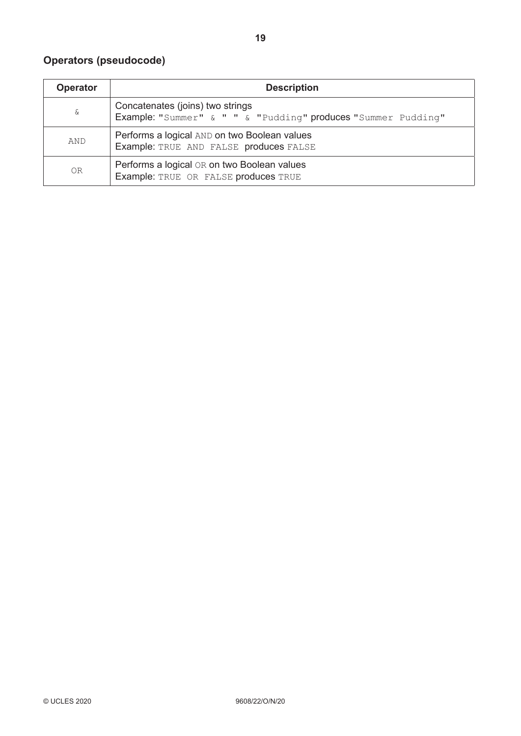## Operators (pseudocode)

| Operator | Description |
|---|---|
| `&` | Concatenates (joins) two strings<br>Example: `"Summer" & " " & "Pudding"` produces `"Summer Pudding"` |
| `AND` | Performs a logical `AND` on two Boolean values<br>Example: `TRUE AND FALSE` produces `FALSE` |
| `OR` | Performs a logical `OR` on two Boolean values<br>Example: `TRUE OR FALSE` produces `TRUE` |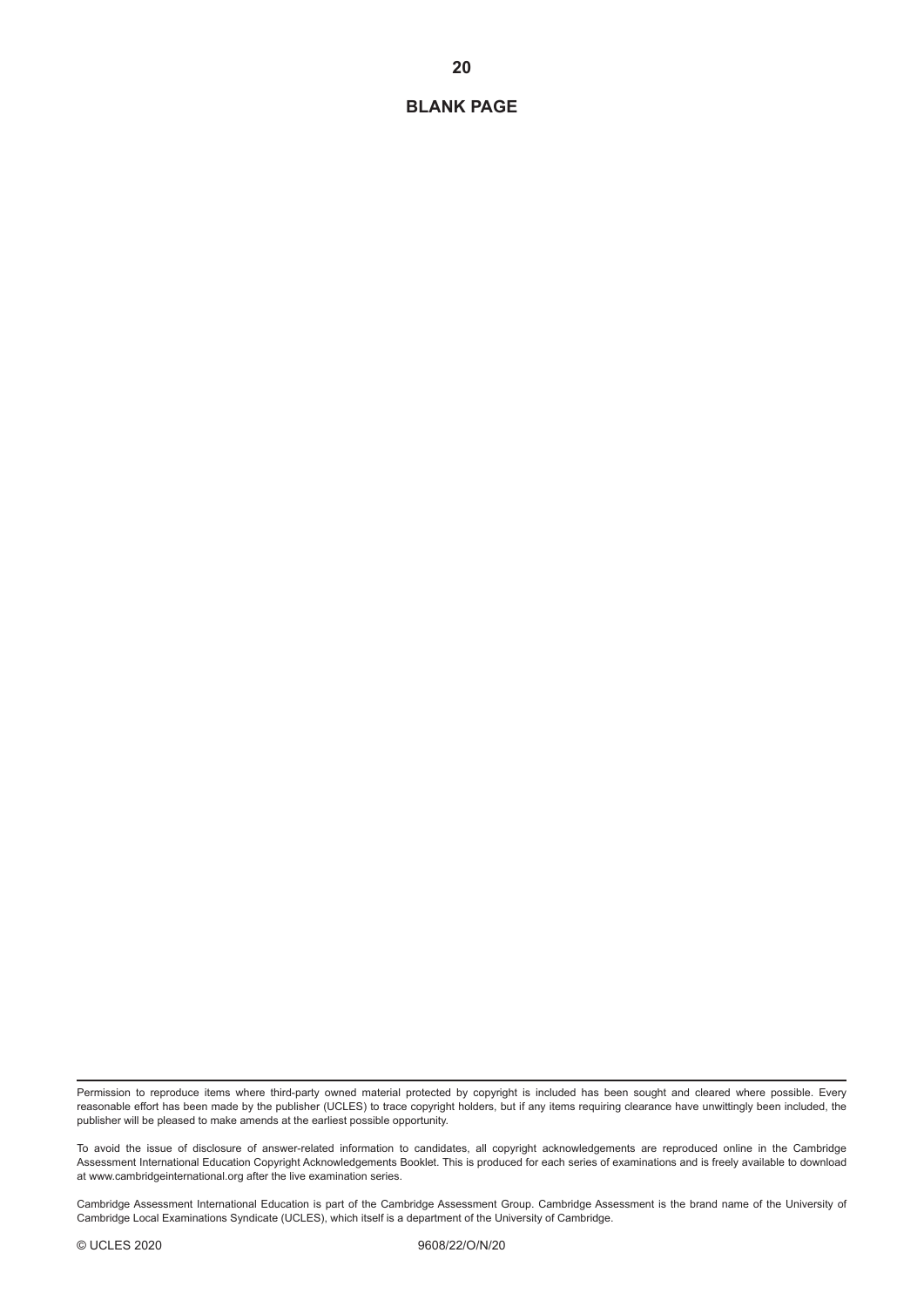**BLANK PAGE**

Permission to reproduce items where third-party owned material protected by copyright is included has been sought and cleared where possible. Every reasonable effort has been made by the publisher (UCLES) to trace copyright holders, but if any items requiring clearance have unwittingly been included, the publisher will be pleased to make amends at the earliest possible opportunity.

To avoid the issue of disclosure of answer-related information to candidates, all copyright acknowledgements are reproduced online in the Cambridge Assessment International Education Copyright Acknowledgements Booklet. This is produced for each series of examinations and is freely available to download at www.cambridgeinternational.org after the live examination series.

Cambridge Assessment International Education is part of the Cambridge Assessment Group. Cambridge Assessment is the brand name of the University of Cambridge Local Examinations Syndicate (UCLES), which itself is a department of the University of Cambridge.